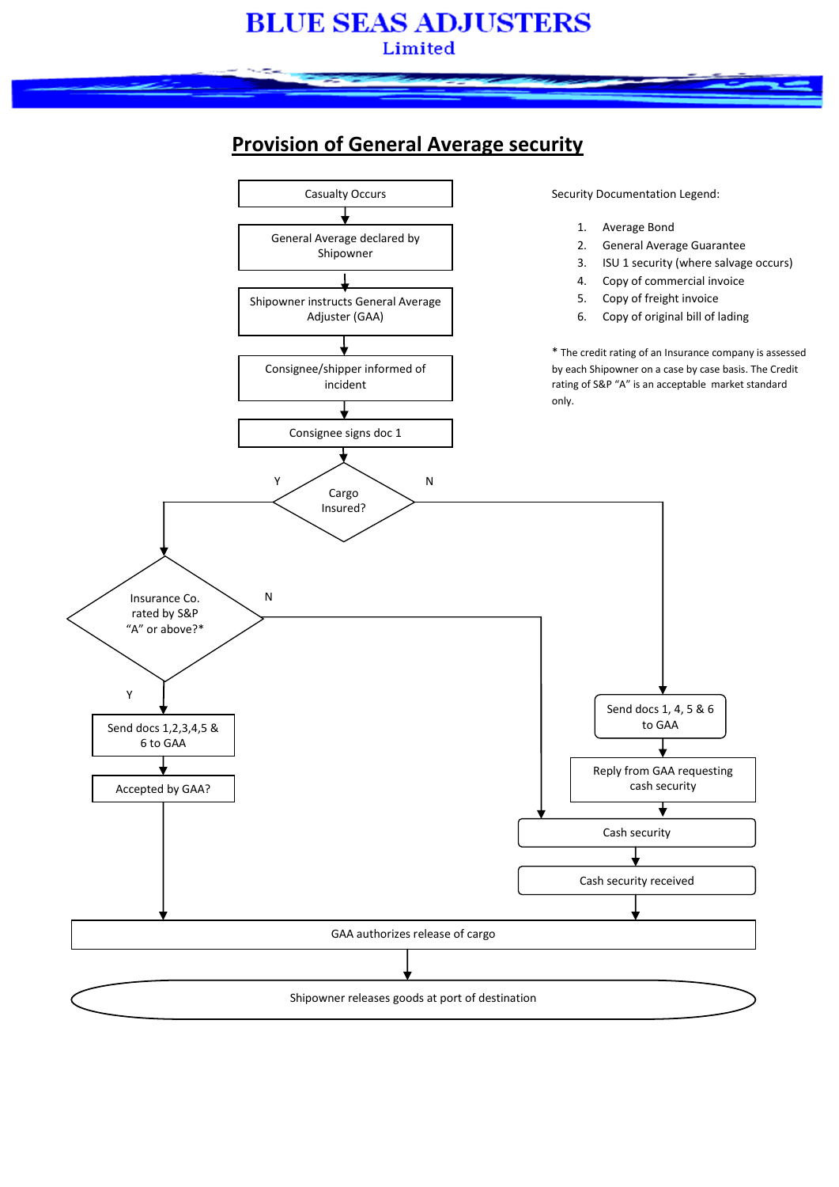# BLUE SEAS ADJUSTERS
## Limited

## Provision of General Average security

Casualty Occurs

General Average declared by Shipowner

Shipowner instructs General Average Adjuster (GAA)

Consignee/shipper informed of incident

Consignee signs doc 1

Cargo Insured?

Y

N

Insurance Co. rated by S&P "A" or above?*

N

Y

Send docs 1,2,3,4,5 & 6 to GAA

Accepted by GAA?

Send docs 1, 4, 5 & 6 to GAA

Reply from GAA requesting cash security

Cash security

Cash security received

GAA authorizes release of cargo

Shipowner releases goods at port of destination

Security Documentation Legend:

1. Average Bond
2. General Average Guarantee
3. ISU 1 security (where salvage occurs)
4. Copy of commercial invoice
5. Copy of freight invoice
6. Copy of original bill of lading

* The credit rating of an Insurance company is assessed by each Shipowner on a case by case basis. The Credit rating of S&P "A" is an acceptable market standard only.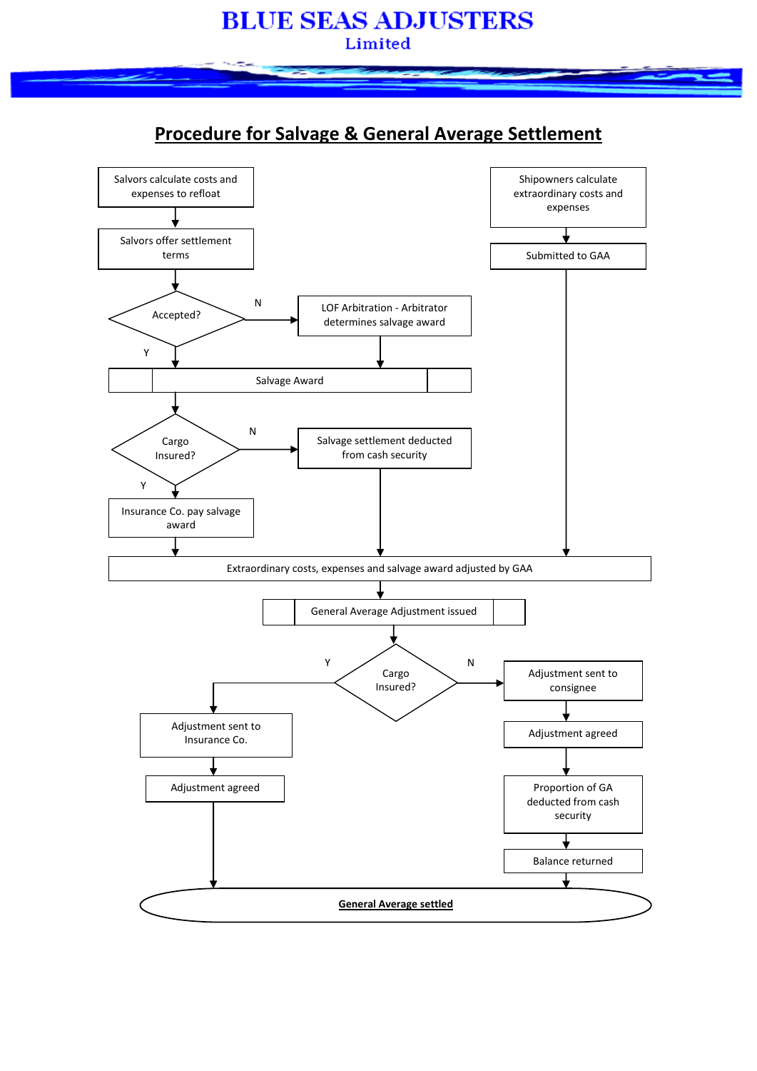# BLUE SEAS ADJUSTERS
## Limited

## Procedure for Salvage & General Average Settlement

Salvors calculate costs and expenses to refloat

Salvors offer settlement terms

Accepted?

N

LOF Arbitration - Arbitrator determines salvage award

Y

Salvage Award

Cargo Insured?

N

Salvage settlement deducted from cash security

Y

Insurance Co. pay salvage award

Shipowners calculate extraordinary costs and expenses

Submitted to GAA

Extraordinary costs, expenses and salvage award adjusted by GAA

General Average Adjustment issued

Cargo Insured?

Y

Adjustment sent to Insurance Co.

Adjustment agreed

N

Adjustment sent to consignee

Adjustment agreed

Proportion of GA deducted from cash security

Balance returned

**General Average settled**